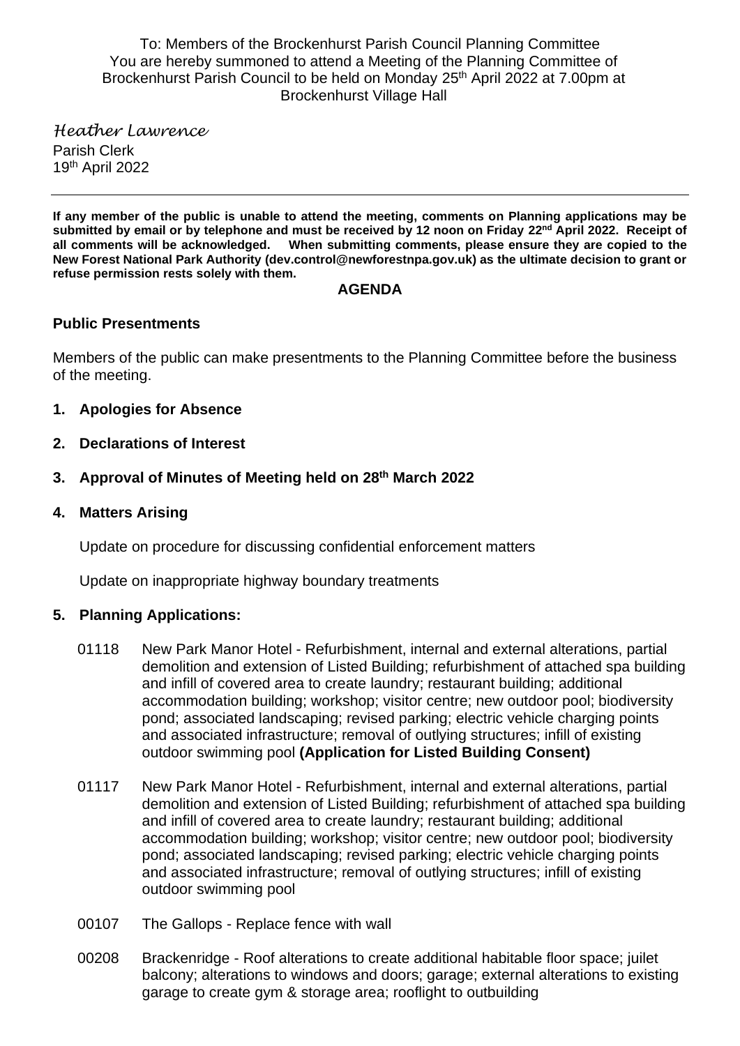To: Members of the Brockenhurst Parish Council Planning Committee
You are hereby summoned to attend a Meeting of the Planning Committee of Brockenhurst Parish Council to be held on Monday 25th April 2022 at 7.00pm at Brockenhurst Village Hall

*Heather Lawrence*
Parish Clerk
19th April 2022

---

**If any member of the public is unable to attend the meeting, comments on Planning applications may be submitted by email or by telephone and must be received by 12 noon on Friday 22nd April 2022. Receipt of all comments will be acknowledged. When submitting comments, please ensure they are copied to the New Forest National Park Authority (dev.control@newforestnpa.gov.uk) as the ultimate decision to grant or refuse permission rests solely with them.**

## AGENDA

### Public Presentments

Members of the public can make presentments to the Planning Committee before the business of the meeting.

1. **Apologies for Absence**
2. **Declarations of Interest**
3. **Approval of Minutes of Meeting held on 28th March 2022**
4. **Matters Arising**

   Update on procedure for discussing confidential enforcement matters

   Update on inappropriate highway boundary treatments

5. **Planning Applications:**

   01118 New Park Manor Hotel - Refurbishment, internal and external alterations, partial demolition and extension of Listed Building; refurbishment of attached spa building and infill of covered area to create laundry; restaurant building; additional accommodation building; workshop; visitor centre; new outdoor pool; biodiversity pond; associated landscaping; revised parking; electric vehicle charging points and associated infrastructure; removal of outlying structures; infill of existing outdoor swimming pool **(Application for Listed Building Consent)**

   01117 New Park Manor Hotel - Refurbishment, internal and external alterations, partial demolition and extension of Listed Building; refurbishment of attached spa building and infill of covered area to create laundry; restaurant building; additional accommodation building; workshop; visitor centre; new outdoor pool; biodiversity pond; associated landscaping; revised parking; electric vehicle charging points and associated infrastructure; removal of outlying structures; infill of existing outdoor swimming pool

   00107 The Gallops - Replace fence with wall

   00208 Brackenridge - Roof alterations to create additional habitable floor space; juilet balcony; alterations to windows and doors; garage; external alterations to existing garage to create gym & storage area; rooflight to outbuilding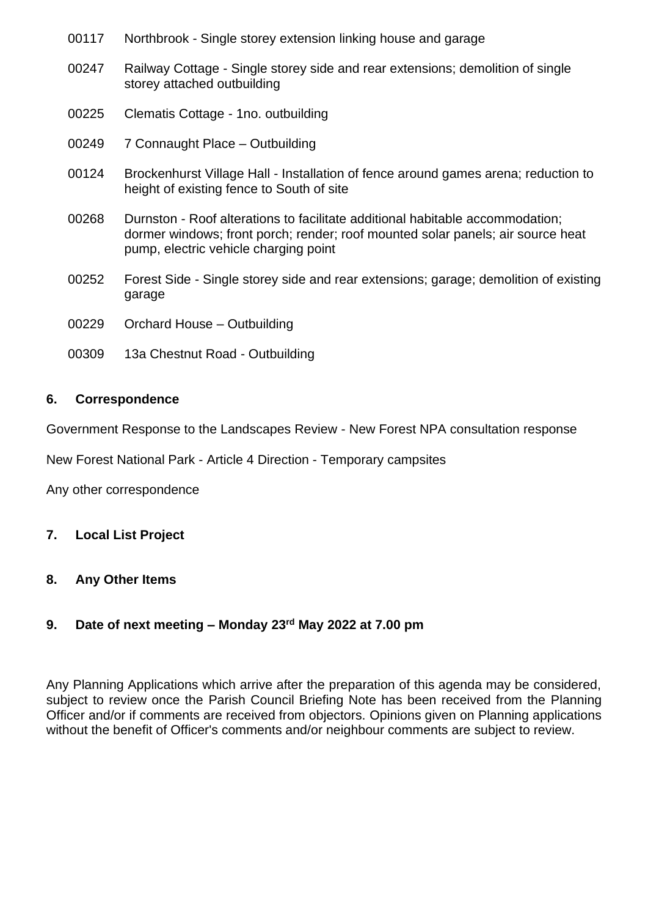00117 Northbrook - Single storey extension linking house and garage

00247 Railway Cottage - Single storey side and rear extensions; demolition of single storey attached outbuilding

00225 Clematis Cottage - 1no. outbuilding

00249 7 Connaught Place – Outbuilding

00124 Brockenhurst Village Hall - Installation of fence around games arena; reduction to height of existing fence to South of site

00268 Durnston - Roof alterations to facilitate additional habitable accommodation; dormer windows; front porch; render; roof mounted solar panels; air source heat pump, electric vehicle charging point

00252 Forest Side - Single storey side and rear extensions; garage; demolition of existing garage

00229 Orchard House – Outbuilding

00309 13a Chestnut Road - Outbuilding

## 6. Correspondence

Government Response to the Landscapes Review - New Forest NPA consultation response

New Forest National Park - Article 4 Direction - Temporary campsites

Any other correspondence

## 7. Local List Project

## 8. Any Other Items

## 9. Date of next meeting – Monday 23rd May 2022 at 7.00 pm

Any Planning Applications which arrive after the preparation of this agenda may be considered, subject to review once the Parish Council Briefing Note has been received from the Planning Officer and/or if comments are received from objectors. Opinions given on Planning applications without the benefit of Officer's comments and/or neighbour comments are subject to review.